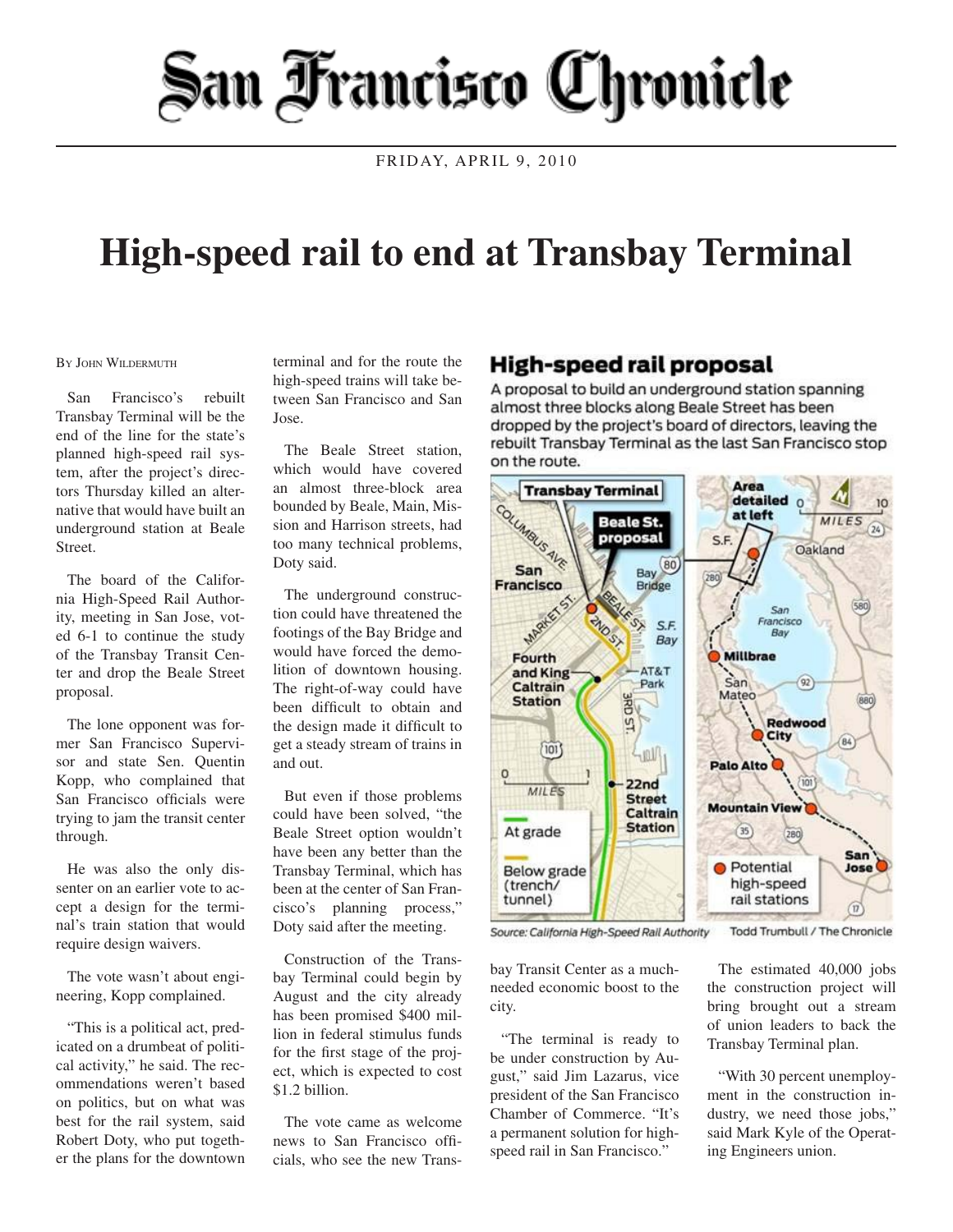# San Francisco Chronicle

FRIDAY, APRIL 9, 2010

# High-speed rail to end at Transbay Terminal

By John Wildermuth

San Francisco's rebuilt Transbay Terminal will be the end of the line for the state's planned high-speed rail system, after the project's directors Thursday killed an alternative that would have built an underground station at Beale Street.

The board of the California High-Speed Rail Authority, meeting in San Jose, voted 6-1 to continue the study of the Transbay Transit Center and drop the Beale Street proposal.

The lone opponent was former San Francisco Supervisor and state Sen. Quentin Kopp, who complained that San Francisco officials were trying to jam the transit center through.

He was also the only dissenter on an earlier vote to accept a design for the terminal's train station that would require design waivers.

The vote wasn't about engineering, Kopp complained.

"This is a political act, predicated on a drumbeat of political activity," he said. The recommendations weren't based on politics, but on what was best for the rail system, said Robert Doty, who put together the plans for the downtown terminal and for the route the high-speed trains will take between San Francisco and San Jose.

The Beale Street station, which would have covered an almost three-block area bounded by Beale, Main, Mission and Harrison streets, had too many technical problems, Doty said.

The underground construction could have threatened the footings of the Bay Bridge and would have forced the demolition of downtown housing. The right-of-way could have been difficult to obtain and the design made it difficult to get a steady stream of trains in and out.

But even if those problems could have been solved, "the Beale Street option wouldn't have been any better than the Transbay Terminal, which has been at the center of San Francisco's planning process," Doty said after the meeting.

Construction of the Transbay Terminal could begin by August and the city already has been promised $400 million in federal stimulus funds for the first stage of the project, which is expected to cost $1.2 billion.

The vote came as welcome news to San Francisco officials, who see the new Transbay Transit Center as a much-needed economic boost to the city.

"The terminal is ready to be under construction by August," said Jim Lazarus, vice president of the San Francisco Chamber of Commerce. "It's a permanent solution for high-speed rail in San Francisco."

The estimated 40,000 jobs the construction project will bring brought out a stream of union leaders to back the Transbay Terminal plan.

"With 30 percent unemployment in the construction industry, we need those jobs," said Mark Kyle of the Operating Engineers union.

## High-speed rail proposal

A proposal to build an underground station spanning almost three blocks along Beale Street has been dropped by the project's board of directors, leaving the rebuilt Transbay Terminal as the last San Francisco stop on the route.

Source: California High-Speed Rail Authority — Todd Trumbull / The Chronicle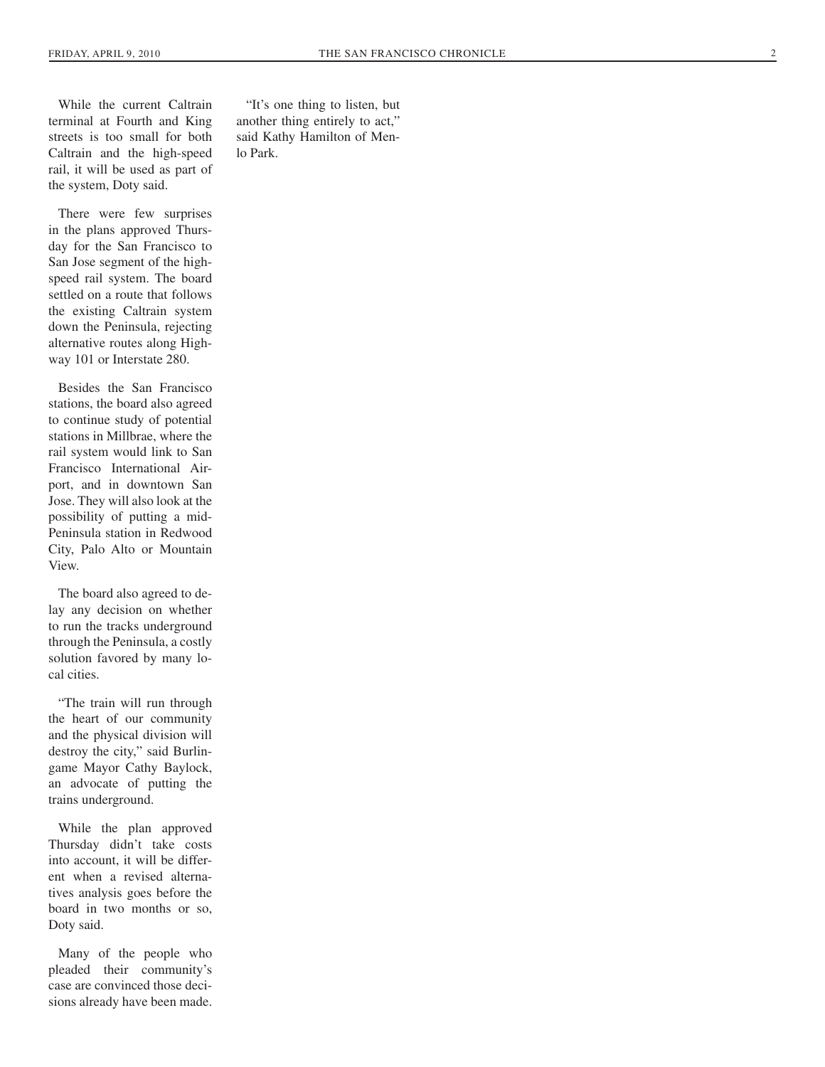While the current Caltrain terminal at Fourth and King streets is too small for both Caltrain and the high-speed rail, it will be used as part of the system, Doty said.

There were few surprises in the plans approved Thursday for the San Francisco to San Jose segment of the high-speed rail system. The board settled on a route that follows the existing Caltrain system down the Peninsula, rejecting alternative routes along Highway 101 or Interstate 280.

Besides the San Francisco stations, the board also agreed to continue study of potential stations in Millbrae, where the rail system would link to San Francisco International Airport, and in downtown San Jose. They will also look at the possibility of putting a mid-Peninsula station in Redwood City, Palo Alto or Mountain View.

The board also agreed to delay any decision on whether to run the tracks underground through the Peninsula, a costly solution favored by many local cities.

"The train will run through the heart of our community and the physical division will destroy the city," said Burlingame Mayor Cathy Baylock, an advocate of putting the trains underground.

While the plan approved Thursday didn't take costs into account, it will be different when a revised alternatives analysis goes before the board in two months or so, Doty said.

Many of the people who pleaded their community's case are convinced those decisions already have been made.

"It's one thing to listen, but another thing entirely to act," said Kathy Hamilton of Menlo Park.